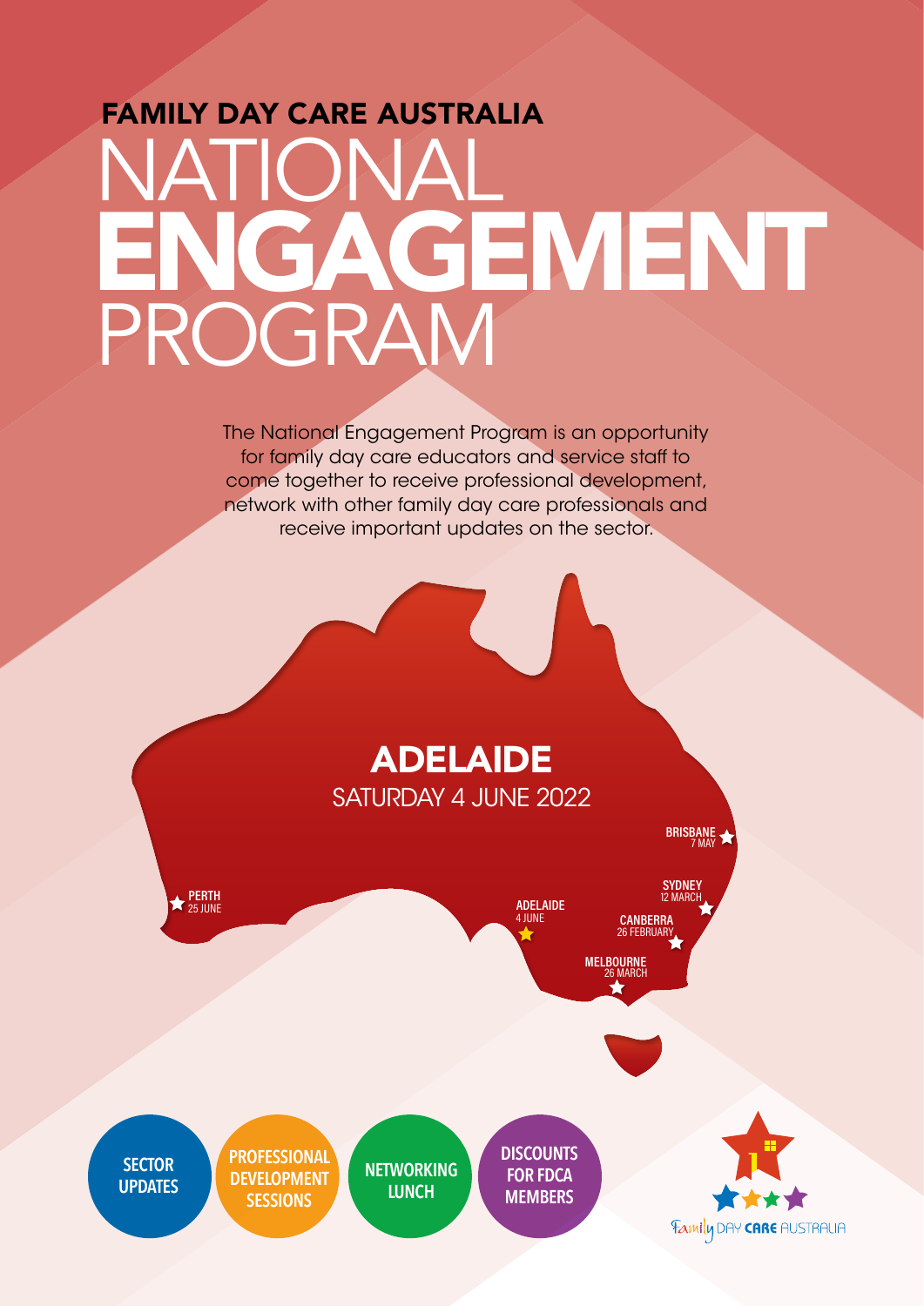# FAMILY DAY CARE AUSTRALIA

# NATIONAL **ENGAGEMENT** PROGRAM

The National Engagement Program is an opportunity for family day care educators and service staff to come together to receive professional development, network with other family day care professionals and receive important updates on the sector.

## ADELAIDE

SATURDAY 4 JUNE 2022

- BRISBANE 7 MAY
- SYDNEY 12 MARCH
- CANBERRA 26 FEBRUARY
- MELBOURNE 26 MARCH
- ADELAIDE 4 JUNE
- PERTH 25 JUNE

**SECTOR UPDATES**

**PROFESSIONAL DEVELOPMENT SESSIONS**

**NETWORKING LUNCH**

**DISCOUNTS FOR FDCA MEMBERS**

Family DAY CARE AUSTRALIA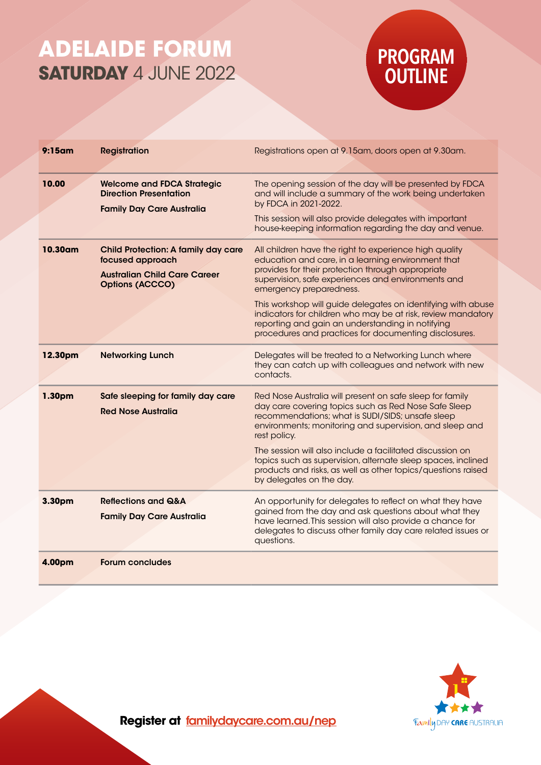# ADELAIDE FORUM

## SATURDAY 4 JUNE 2022

**PROGRAM OUTLINE**

| | | |
|---|---|---|
| **9:15am** | **Registration** | Registrations open at 9.15am, doors open at 9.30am. |
| **10.00** | **Welcome and FDCA Strategic Direction Presentation**<br>**Family Day Care Australia** | The opening session of the day will be presented by FDCA and will include a summary of the work being undertaken by FDCA in 2021-2022.<br>This session will also provide delegates with important house-keeping information regarding the day and venue. |
| **10.30am** | **Child Protection: A family day care focused approach**<br>**Australian Child Care Career Options (ACCCO)** | All children have the right to experience high quality education and care, in a learning environment that provides for their protection through appropriate supervision, safe experiences and environments and emergency preparedness.<br>This workshop will guide delegates on identifying with abuse indicators for children who may be at risk, review mandatory reporting and gain an understanding in notifying procedures and practices for documenting disclosures. |
| **12.30pm** | **Networking Lunch** | Delegates will be treated to a Networking Lunch where they can catch up with colleagues and network with new contacts. |
| **1.30pm** | **Safe sleeping for family day care**<br>**Red Nose Australia** | Red Nose Australia will present on safe sleep for family day care covering topics such as Red Nose Safe Sleep recommendations; what is SUDI/SIDS; unsafe sleep environments; monitoring and supervision, and sleep and rest policy.<br>The session will also include a facilitated discussion on topics such as supervision, alternate sleep spaces, inclined products and risks, as well as other topics/questions raised by delegates on the day. |
| **3.30pm** | **Reflections and Q&A**<br>**Family Day Care Australia** | An opportunity for delegates to reflect on what they have gained from the day and ask questions about what they have learned. This session will also provide a chance for delegates to discuss other family day care related issues or questions. |
| **4.00pm** | **Forum concludes** | |

**Register at** familydaycare.com.au/nep

Family DAY CARE AUSTRALIA